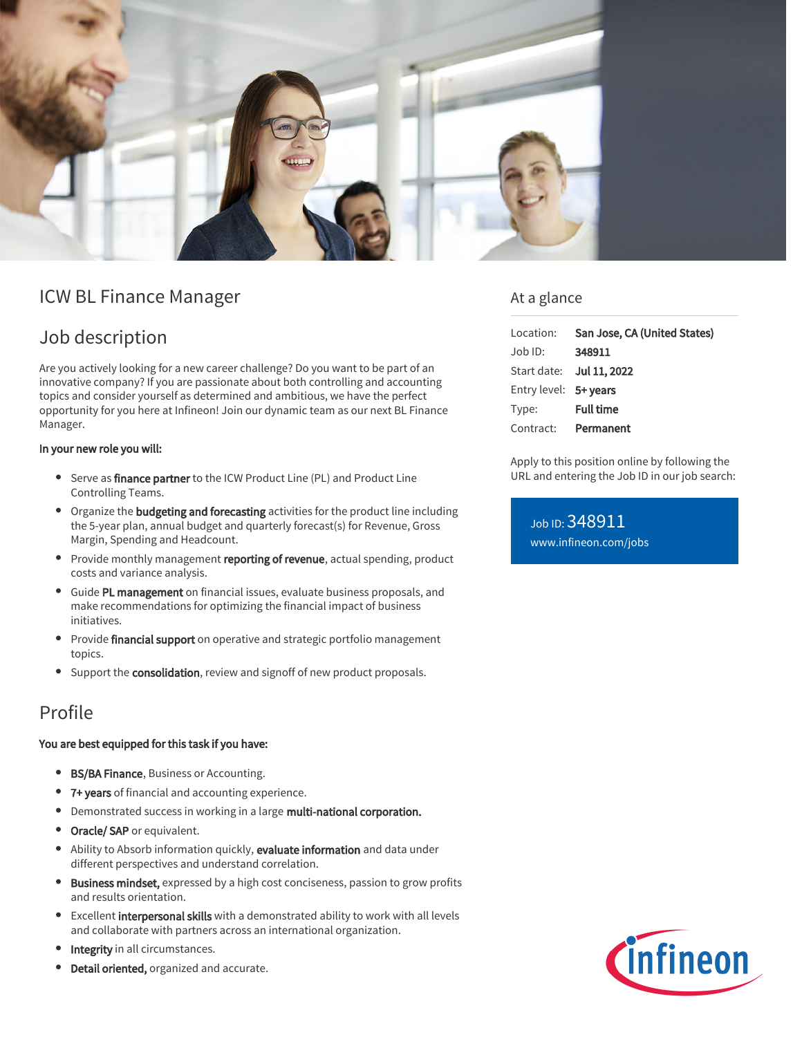# ICW BL Finance Manager

## Job description

Are you actively looking for a new career challenge? Do you want to be part of an innovative company? If you are passionate about both controlling and accounting topics and consider yourself as determined and ambitious, we have the perfect opportunity for you here at Infineon! Join our dynamic team as our next BL Finance Manager.

**In your new role you will:**

- Serve as **finance partner** to the ICW Product Line (PL) and Product Line Controlling Teams.
- Organize the **budgeting and forecasting** activities for the product line including the 5-year plan, annual budget and quarterly forecast(s) for Revenue, Gross Margin, Spending and Headcount.
- Provide monthly management **reporting of revenue**, actual spending, product costs and variance analysis.
- Guide **PL management** on financial issues, evaluate business proposals, and make recommendations for optimizing the financial impact of business initiatives.
- Provide **financial support** on operative and strategic portfolio management topics.
- Support the **consolidation**, review and signoff of new product proposals.

## Profile

**You are best equipped for this task if you have:**

- **BS/BA Finance**, Business or Accounting.
- **7+ years** of financial and accounting experience.
- Demonstrated success in working in a large **multi-national corporation.**
- **Oracle/ SAP** or equivalent.
- Ability to Absorb information quickly, **evaluate information** and data under different perspectives and understand correlation.
- **Business mindset,** expressed by a high cost conciseness, passion to grow profits and results orientation.
- Excellent **interpersonal skills** with a demonstrated ability to work with all levels and collaborate with partners across an international organization.
- **Integrity** in all circumstances.
- **Detail oriented,** organized and accurate.

## At a glance

| | |
|---|---|
| Location: | **San Jose, CA (United States)** |
| Job ID: | **348911** |
| Start date: | **Jul 11, 2022** |
| Entry level: | **5+ years** |
| Type: | **Full time** |
| Contract: | **Permanent** |

Apply to this position online by following the URL and entering the Job ID in our job search:

Job ID: 348911
www.infineon.com/jobs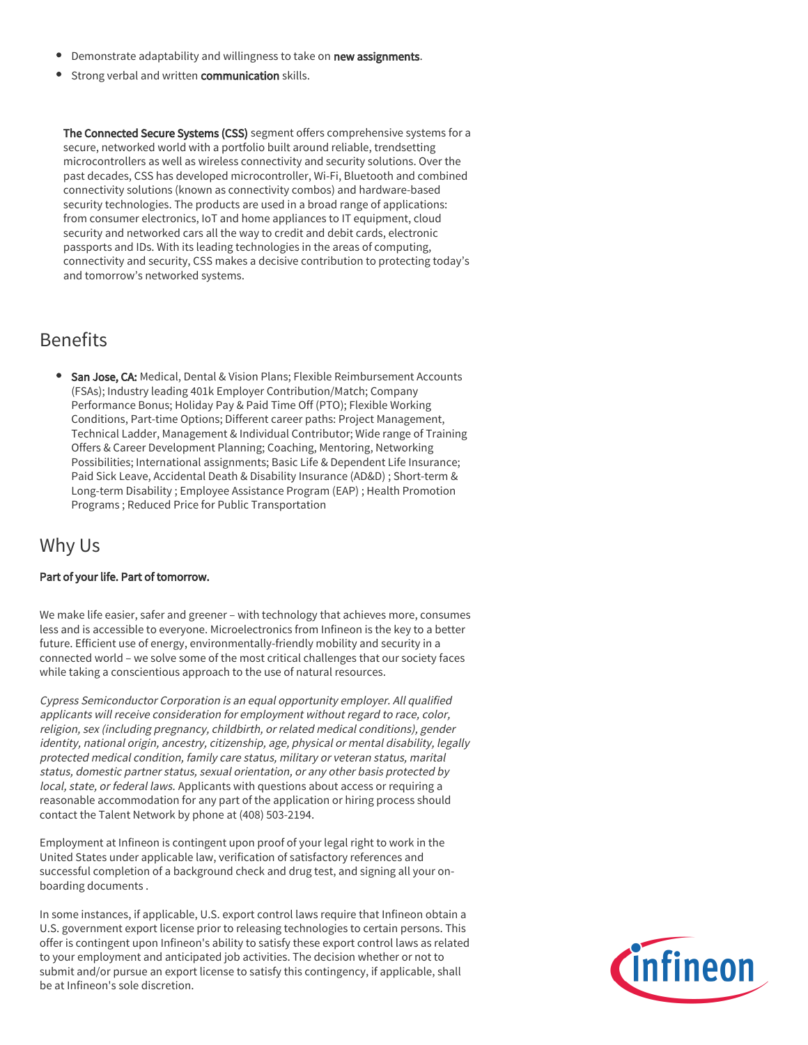- Demonstrate adaptability and willingness to take on **new assignments**.
- Strong verbal and written **communication** skills.

**The Connected Secure Systems (CSS)** segment offers comprehensive systems for a secure, networked world with a portfolio built around reliable, trendsetting microcontrollers as well as wireless connectivity and security solutions. Over the past decades, CSS has developed microcontroller, Wi-Fi, Bluetooth and combined connectivity solutions (known as connectivity combos) and hardware-based security technologies. The products are used in a broad range of applications: from consumer electronics, IoT and home appliances to IT equipment, cloud security and networked cars all the way to credit and debit cards, electronic passports and IDs. With its leading technologies in the areas of computing, connectivity and security, CSS makes a decisive contribution to protecting today's and tomorrow's networked systems.

## Benefits

- **San Jose, CA:** Medical, Dental & Vision Plans; Flexible Reimbursement Accounts (FSAs); Industry leading 401k Employer Contribution/Match; Company Performance Bonus; Holiday Pay & Paid Time Off (PTO); Flexible Working Conditions, Part-time Options; Different career paths: Project Management, Technical Ladder, Management & Individual Contributor; Wide range of Training Offers & Career Development Planning; Coaching, Mentoring, Networking Possibilities; International assignments; Basic Life & Dependent Life Insurance; Paid Sick Leave, Accidental Death & Disability Insurance (AD&D) ; Short-term & Long-term Disability ; Employee Assistance Program (EAP) ; Health Promotion Programs ; Reduced Price for Public Transportation

## Why Us

**Part of your life. Part of tomorrow.**

We make life easier, safer and greener – with technology that achieves more, consumes less and is accessible to everyone. Microelectronics from Infineon is the key to a better future. Efficient use of energy, environmentally-friendly mobility and security in a connected world – we solve some of the most critical challenges that our society faces while taking a conscientious approach to the use of natural resources.

*Cypress Semiconductor Corporation is an equal opportunity employer. All qualified applicants will receive consideration for employment without regard to race, color, religion, sex (including pregnancy, childbirth, or related medical conditions), gender identity, national origin, ancestry, citizenship, age, physical or mental disability, legally protected medical condition, family care status, military or veteran status, marital status, domestic partner status, sexual orientation, or any other basis protected by local, state, or federal laws.* Applicants with questions about access or requiring a reasonable accommodation for any part of the application or hiring process should contact the Talent Network by phone at (408) 503-2194.

Employment at Infineon is contingent upon proof of your legal right to work in the United States under applicable law, verification of satisfactory references and successful completion of a background check and drug test, and signing all your on-boarding documents .

In some instances, if applicable, U.S. export control laws require that Infineon obtain a U.S. government export license prior to releasing technologies to certain persons. This offer is contingent upon Infineon's ability to satisfy these export control laws as related to your employment and anticipated job activities. The decision whether or not to submit and/or pursue an export license to satisfy this contingency, if applicable, shall be at Infineon's sole discretion.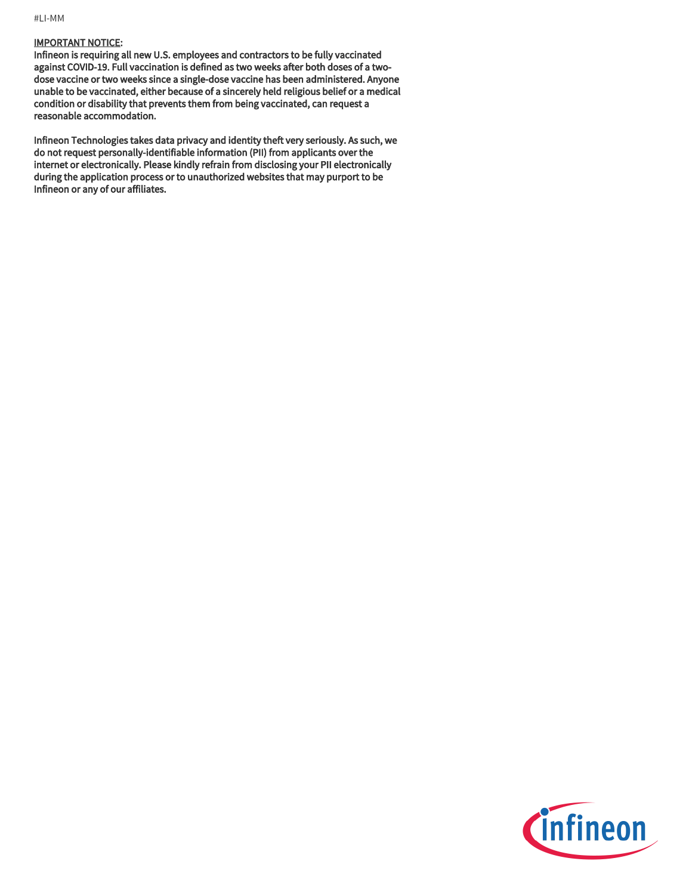#LI-MM

**<u>IMPORTANT NOTICE</u>:**
**Infineon is requiring all new U.S. employees and contractors to be fully vaccinated against COVID-19. Full vaccination is defined as two weeks after both doses of a two-dose vaccine or two weeks since a single-dose vaccine has been administered. Anyone unable to be vaccinated, either because of a sincerely held religious belief or a medical condition or disability that prevents them from being vaccinated, can request a reasonable accommodation.**

**Infineon Technologies takes data privacy and identity theft very seriously. As such, we do not request personally-identifiable information (PII) from applicants over the internet or electronically. Please kindly refrain from disclosing your PII electronically during the application process or to unauthorized websites that may purport to be Infineon or any of our affiliates.**